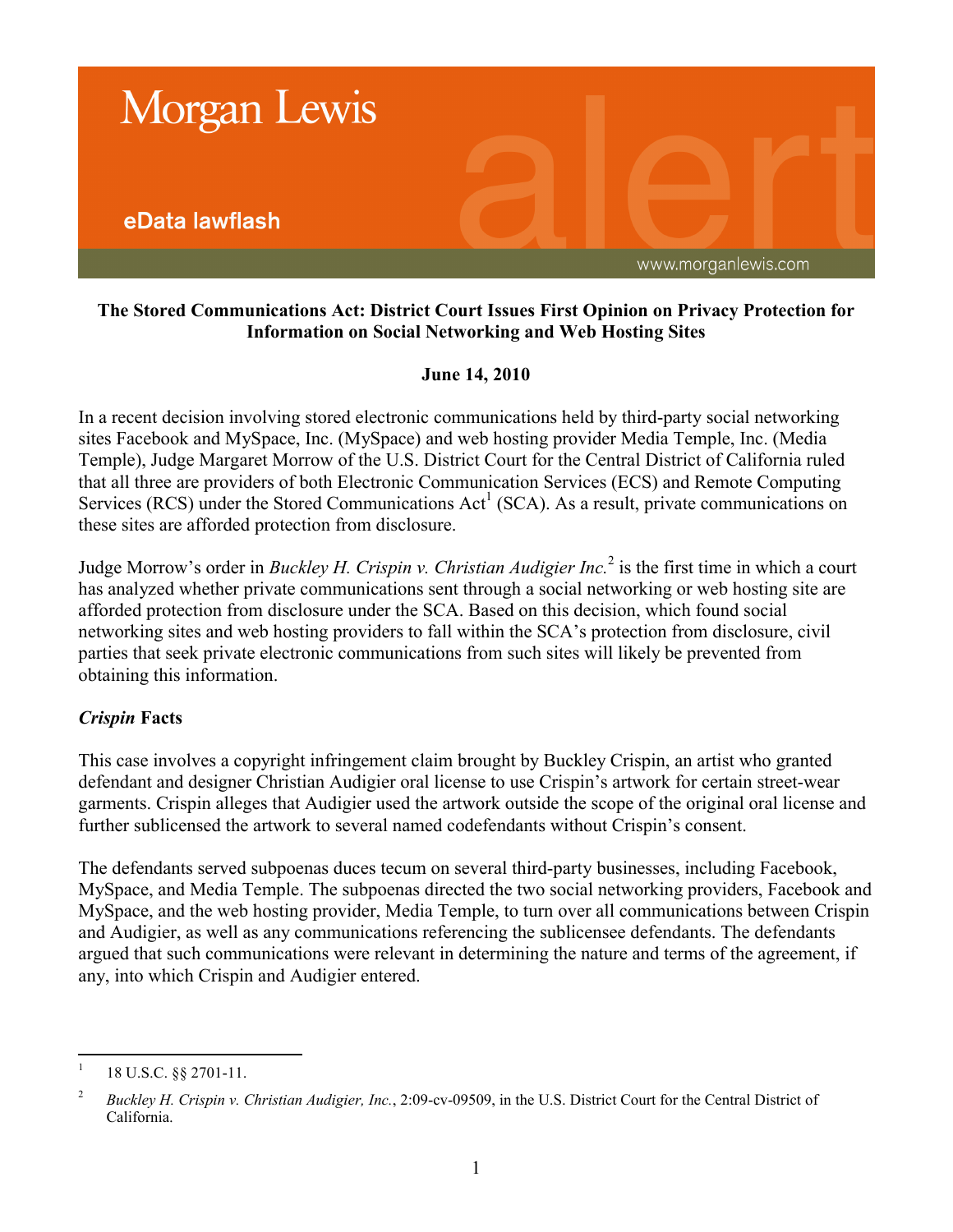Morgan Lewis

eData lawflash

www.morganlewis.com

**The Stored Communications Act: District Court Issues First Opinion on Privacy Protection for Information on Social Networking and Web Hosting Sites**

**June 14, 2010**

In a recent decision involving stored electronic communications held by third-party social networking sites Facebook and MySpace, Inc. (MySpace) and web hosting provider Media Temple, Inc. (Media Temple), Judge Margaret Morrow of the U.S. District Court for the Central District of California ruled that all three are providers of both Electronic Communication Services (ECS) and Remote Computing Services (RCS) under the Stored Communications Act[1] (SCA). As a result, private communications on these sites are afforded protection from disclosure.

Judge Morrow's order in *Buckley H. Crispin v. Christian Audigier Inc.*[2] is the first time in which a court has analyzed whether private communications sent through a social networking or web hosting site are afforded protection from disclosure under the SCA. Based on this decision, which found social networking sites and web hosting providers to fall within the SCA's protection from disclosure, civil parties that seek private electronic communications from such sites will likely be prevented from obtaining this information.

### *Crispin* Facts

This case involves a copyright infringement claim brought by Buckley Crispin, an artist who granted defendant and designer Christian Audigier oral license to use Crispin's artwork for certain street-wear garments. Crispin alleges that Audigier used the artwork outside the scope of the original oral license and further sublicensed the artwork to several named codefendants without Crispin's consent.

The defendants served subpoenas duces tecum on several third-party businesses, including Facebook, MySpace, and Media Temple. The subpoenas directed the two social networking providers, Facebook and MySpace, and the web hosting provider, Media Temple, to turn over all communications between Crispin and Audigier, as well as any communications referencing the sublicensee defendants. The defendants argued that such communications were relevant in determining the nature and terms of the agreement, if any, into which Crispin and Audigier entered.

---

[1] 18 U.S.C. §§ 2701-11.

[2] *Buckley H. Crispin v. Christian Audigier, Inc.*, 2:09-cv-09509, in the U.S. District Court for the Central District of California.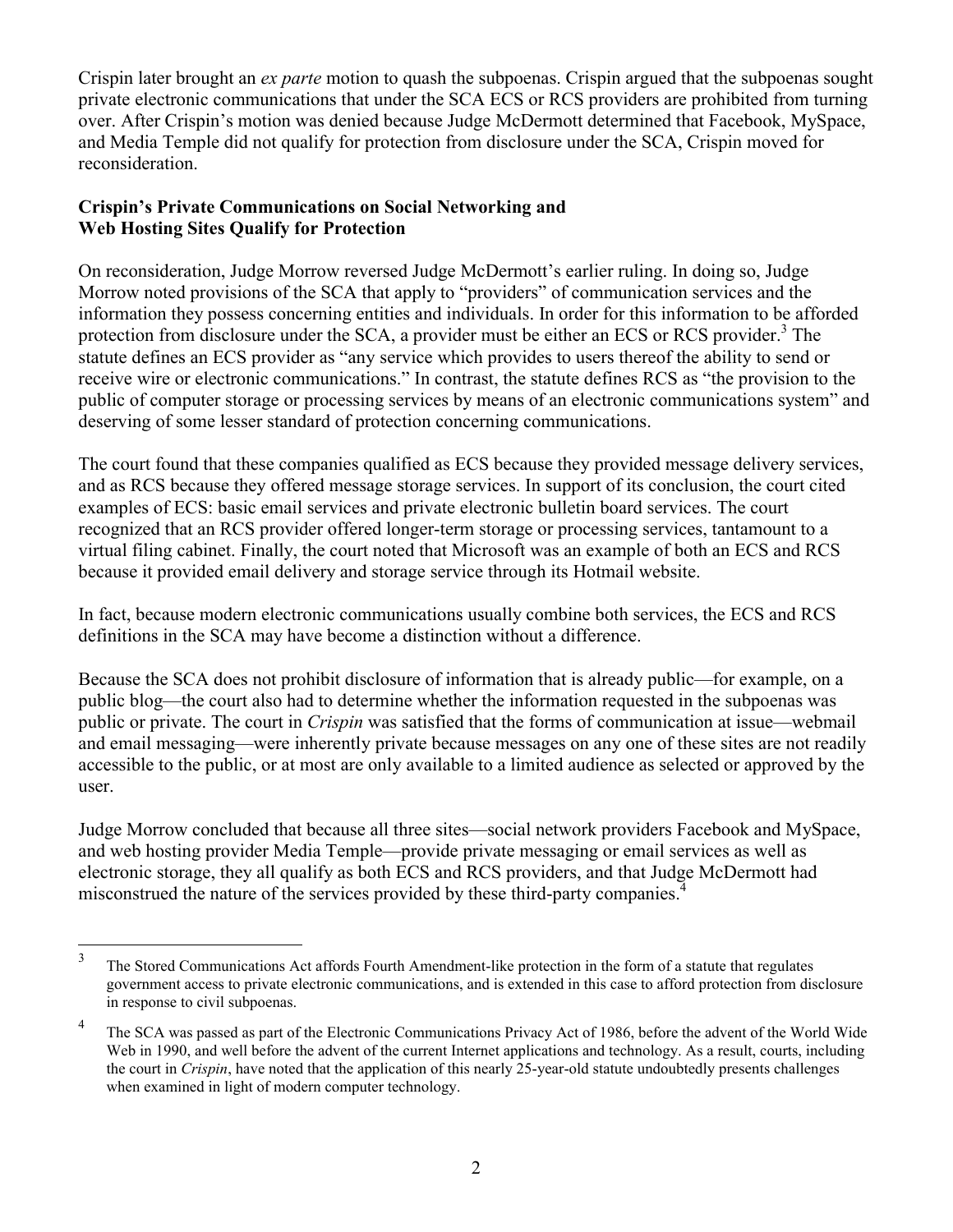Crispin later brought an *ex parte* motion to quash the subpoenas. Crispin argued that the subpoenas sought private electronic communications that under the SCA ECS or RCS providers are prohibited from turning over. After Crispin's motion was denied because Judge McDermott determined that Facebook, MySpace, and Media Temple did not qualify for protection from disclosure under the SCA, Crispin moved for reconsideration.

**Crispin's Private Communications on Social Networking and Web Hosting Sites Qualify for Protection**

On reconsideration, Judge Morrow reversed Judge McDermott's earlier ruling. In doing so, Judge Morrow noted provisions of the SCA that apply to "providers" of communication services and the information they possess concerning entities and individuals. In order for this information to be afforded protection from disclosure under the SCA, a provider must be either an ECS or RCS provider.[3] The statute defines an ECS provider as "any service which provides to users thereof the ability to send or receive wire or electronic communications." In contrast, the statute defines RCS as "the provision to the public of computer storage or processing services by means of an electronic communications system" and deserving of some lesser standard of protection concerning communications.

The court found that these companies qualified as ECS because they provided message delivery services, and as RCS because they offered message storage services. In support of its conclusion, the court cited examples of ECS: basic email services and private electronic bulletin board services. The court recognized that an RCS provider offered longer-term storage or processing services, tantamount to a virtual filing cabinet. Finally, the court noted that Microsoft was an example of both an ECS and RCS because it provided email delivery and storage service through its Hotmail website.

In fact, because modern electronic communications usually combine both services, the ECS and RCS definitions in the SCA may have become a distinction without a difference.

Because the SCA does not prohibit disclosure of information that is already public—for example, on a public blog—the court also had to determine whether the information requested in the subpoenas was public or private. The court in *Crispin* was satisfied that the forms of communication at issue—webmail and email messaging—were inherently private because messages on any one of these sites are not readily accessible to the public, or at most are only available to a limited audience as selected or approved by the user.

Judge Morrow concluded that because all three sites—social network providers Facebook and MySpace, and web hosting provider Media Temple—provide private messaging or email services as well as electronic storage, they all qualify as both ECS and RCS providers, and that Judge McDermott had misconstrued the nature of the services provided by these third-party companies.[4]

---

[3] The Stored Communications Act affords Fourth Amendment-like protection in the form of a statute that regulates government access to private electronic communications, and is extended in this case to afford protection from disclosure in response to civil subpoenas.

[4] The SCA was passed as part of the Electronic Communications Privacy Act of 1986, before the advent of the World Wide Web in 1990, and well before the advent of the current Internet applications and technology. As a result, courts, including the court in *Crispin*, have noted that the application of this nearly 25-year-old statute undoubtedly presents challenges when examined in light of modern computer technology.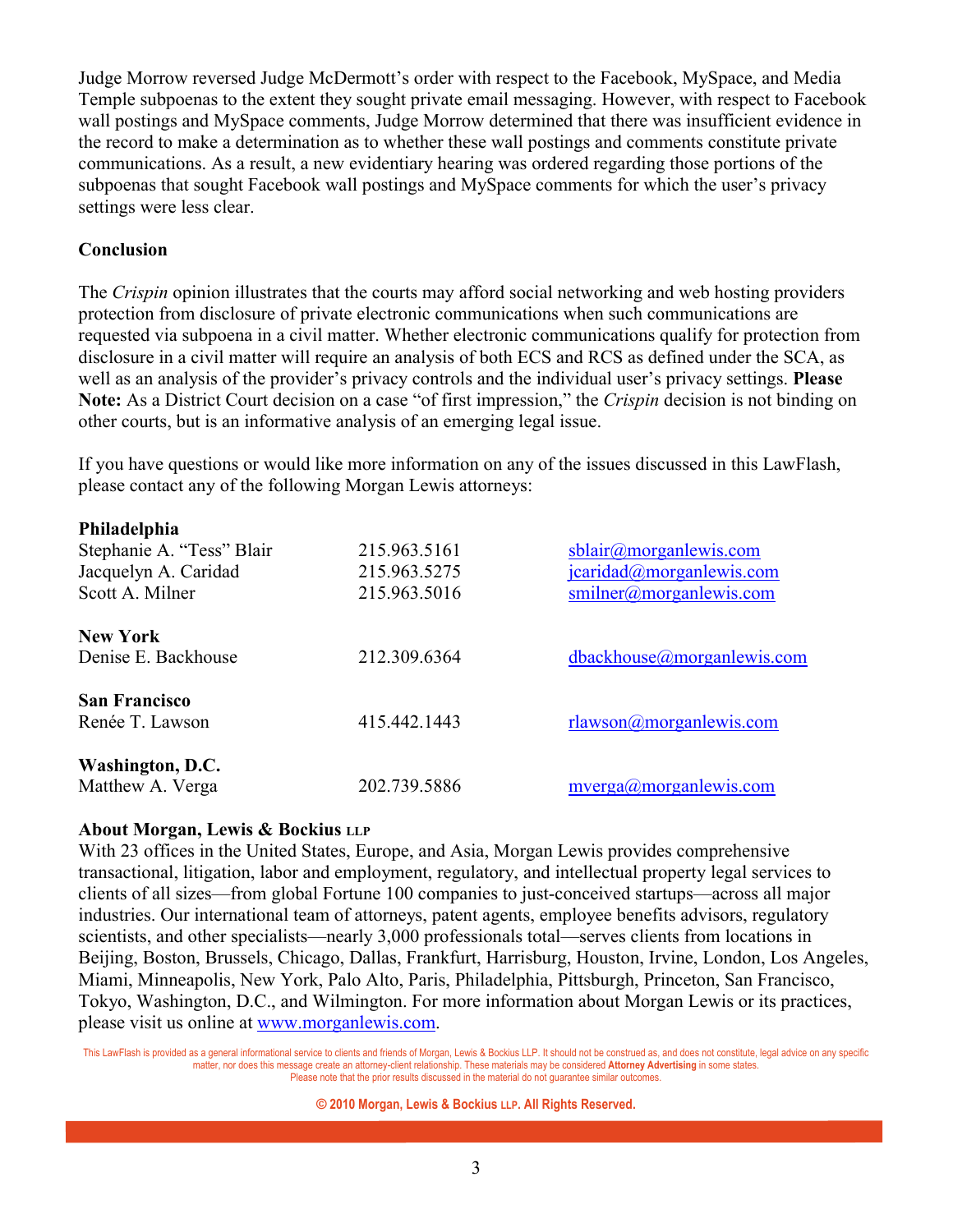Judge Morrow reversed Judge McDermott's order with respect to the Facebook, MySpace, and Media Temple subpoenas to the extent they sought private email messaging. However, with respect to Facebook wall postings and MySpace comments, Judge Morrow determined that there was insufficient evidence in the record to make a determination as to whether these wall postings and comments constitute private communications. As a result, a new evidentiary hearing was ordered regarding those portions of the subpoenas that sought Facebook wall postings and MySpace comments for which the user's privacy settings were less clear.

**Conclusion**

The *Crispin* opinion illustrates that the courts may afford social networking and web hosting providers protection from disclosure of private electronic communications when such communications are requested via subpoena in a civil matter. Whether electronic communications qualify for protection from disclosure in a civil matter will require an analysis of both ECS and RCS as defined under the SCA, as well as an analysis of the provider's privacy controls and the individual user's privacy settings. **Please Note:** As a District Court decision on a case "of first impression," the *Crispin* decision is not binding on other courts, but is an informative analysis of an emerging legal issue.

If you have questions or would like more information on any of the issues discussed in this LawFlash, please contact any of the following Morgan Lewis attorneys:

| | | |
|---|---|---|
| **Philadelphia** | | |
| Stephanie A. "Tess" Blair | 215.963.5161 | sblair@morganlewis.com |
| Jacquelyn A. Caridad | 215.963.5275 | jcaridad@morganlewis.com |
| Scott A. Milner | 215.963.5016 | smilner@morganlewis.com |
| **New York** | | |
| Denise E. Backhouse | 212.309.6364 | dbackhouse@morganlewis.com |
| **San Francisco** | | |
| Renée T. Lawson | 415.442.1443 | rlawson@morganlewis.com |
| **Washington, D.C.** | | |
| Matthew A. Verga | 202.739.5886 | mverga@morganlewis.com |

**About Morgan, Lewis & Bockius LLP**

With 23 offices in the United States, Europe, and Asia, Morgan Lewis provides comprehensive transactional, litigation, labor and employment, regulatory, and intellectual property legal services to clients of all sizes—from global Fortune 100 companies to just-conceived startups—across all major industries. Our international team of attorneys, patent agents, employee benefits advisors, regulatory scientists, and other specialists—nearly 3,000 professionals total—serves clients from locations in Beijing, Boston, Brussels, Chicago, Dallas, Frankfurt, Harrisburg, Houston, Irvine, London, Los Angeles, Miami, Minneapolis, New York, Palo Alto, Paris, Philadelphia, Pittsburgh, Princeton, San Francisco, Tokyo, Washington, D.C., and Wilmington. For more information about Morgan Lewis or its practices, please visit us online at www.morganlewis.com.

This LawFlash is provided as a general informational service to clients and friends of Morgan, Lewis & Bockius LLP. It should not be construed as, and does not constitute, legal advice on any specific matter, nor does this message create an attorney-client relationship. These materials may be considered **Attorney Advertising** in some states. Please note that the prior results discussed in the material do not guarantee similar outcomes.

**© 2010 Morgan, Lewis & Bockius LLP. All Rights Reserved.**